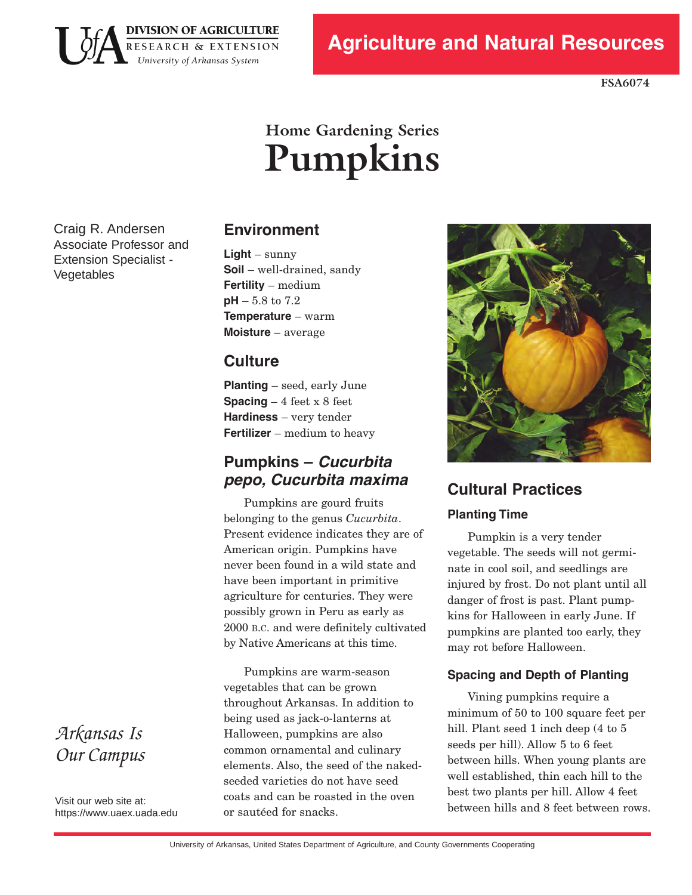DIVISION OF AGRICULTURE
RESEARCH & EXTENSION
University of Arkansas System

Agriculture and Natural Resources

FSA6074

# Home Gardening Series
# Pumpkins

Craig R. Andersen
Associate Professor and Extension Specialist - Vegetables

## Environment

**Light** – sunny
**Soil** – well-drained, sandy
**Fertility** – medium
**pH** – 5.8 to 7.2
**Temperature** – warm
**Moisture** – average

## Culture

**Planting** – seed, early June
**Spacing** – 4 feet x 8 feet
**Hardiness** – very tender
**Fertilizer** – medium to heavy

## Pumpkins – *Cucurbita pepo, Cucurbita maxima*

Pumpkins are gourd fruits belonging to the genus *Cucurbita*. Present evidence indicates they are of American origin. Pumpkins have never been found in a wild state and have been important in primitive agriculture for centuries. They were possibly grown in Peru as early as 2000 B.C. and were definitely cultivated by Native Americans at this time.

Pumpkins are warm-season vegetables that can be grown throughout Arkansas. In addition to being used as jack-o-lanterns at Halloween, pumpkins are also common ornamental and culinary elements. Also, the seed of the naked-seeded varieties do not have seed coats and can be roasted in the oven or sautéed for snacks.

## Cultural Practices

### Planting Time

Pumpkin is a very tender vegetable. The seeds will not germinate in cool soil, and seedlings are injured by frost. Do not plant until all danger of frost is past. Plant pumpkins for Halloween in early June. If pumpkins are planted too early, they may rot before Halloween.

### Spacing and Depth of Planting

Vining pumpkins require a minimum of 50 to 100 square feet per hill. Plant seed 1 inch deep (4 to 5 seeds per hill). Allow 5 to 6 feet between hills. When young plants are well established, thin each hill to the best two plants per hill. Allow 4 feet between hills and 8 feet between rows.

*Arkansas Is Our Campus*

Visit our web site at: https://www.uaex.uada.edu

University of Arkansas, United States Department of Agriculture, and County Governments Cooperating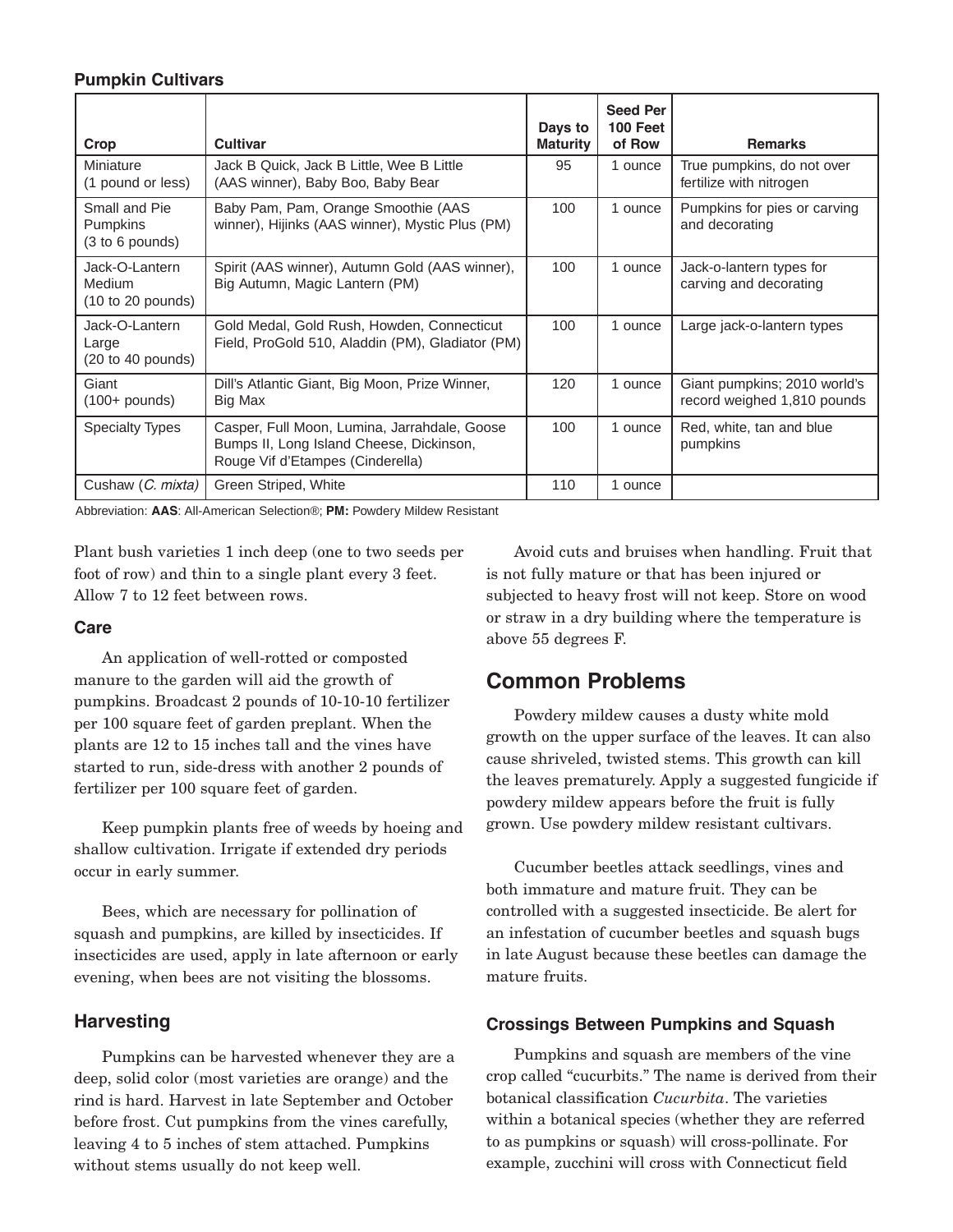**Pumpkin Cultivars**

| Crop | Cultivar | Days to Maturity | Seed Per 100 Feet of Row | Remarks |
|---|---|---|---|---|
| Miniature (1 pound or less) | Jack B Quick, Jack B Little, Wee B Little (AAS winner), Baby Boo, Baby Bear | 95 | 1 ounce | True pumpkins, do not over fertilize with nitrogen |
| Small and Pie Pumpkins (3 to 6 pounds) | Baby Pam, Pam, Orange Smoothie (AAS winner), Hijinks (AAS winner), Mystic Plus (PM) | 100 | 1 ounce | Pumpkins for pies or carving and decorating |
| Jack-O-Lantern Medium (10 to 20 pounds) | Spirit (AAS winner), Autumn Gold (AAS winner), Big Autumn, Magic Lantern (PM) | 100 | 1 ounce | Jack-o-lantern types for carving and decorating |
| Jack-O-Lantern Large (20 to 40 pounds) | Gold Medal, Gold Rush, Howden, Connecticut Field, ProGold 510, Aladdin (PM), Gladiator (PM) | 100 | 1 ounce | Large jack-o-lantern types |
| Giant (100+ pounds) | Dill's Atlantic Giant, Big Moon, Prize Winner, Big Max | 120 | 1 ounce | Giant pumpkins; 2010 world's record weighed 1,810 pounds |
| Specialty Types | Casper, Full Moon, Lumina, Jarrahdale, Goose Bumps II, Long Island Cheese, Dickinson, Rouge Vif d'Etampes (Cinderella) | 100 | 1 ounce | Red, white, tan and blue pumpkins |
| Cushaw (*C. mixta*) | Green Striped, White | 110 | 1 ounce | |

Abbreviation: **AAS**: All-American Selection®; **PM:** Powdery Mildew Resistant

Plant bush varieties 1 inch deep (one to two seeds per foot of row) and thin to a single plant every 3 feet. Allow 7 to 12 feet between rows.

### Care

An application of well-rotted or composted manure to the garden will aid the growth of pumpkins. Broadcast 2 pounds of 10-10-10 fertilizer per 100 square feet of garden preplant. When the plants are 12 to 15 inches tall and the vines have started to run, side-dress with another 2 pounds of fertilizer per 100 square feet of garden.

Keep pumpkin plants free of weeds by hoeing and shallow cultivation. Irrigate if extended dry periods occur in early summer.

Bees, which are necessary for pollination of squash and pumpkins, are killed by insecticides. If insecticides are used, apply in late afternoon or early evening, when bees are not visiting the blossoms.

### Harvesting

Pumpkins can be harvested whenever they are a deep, solid color (most varieties are orange) and the rind is hard. Harvest in late September and October before frost. Cut pumpkins from the vines carefully, leaving 4 to 5 inches of stem attached. Pumpkins without stems usually do not keep well.

Avoid cuts and bruises when handling. Fruit that is not fully mature or that has been injured or subjected to heavy frost will not keep. Store on wood or straw in a dry building where the temperature is above 55 degrees F.

## Common Problems

Powdery mildew causes a dusty white mold growth on the upper surface of the leaves. It can also cause shriveled, twisted stems. This growth can kill the leaves prematurely. Apply a suggested fungicide if powdery mildew appears before the fruit is fully grown. Use powdery mildew resistant cultivars.

Cucumber beetles attack seedlings, vines and both immature and mature fruit. They can be controlled with a suggested insecticide. Be alert for an infestation of cucumber beetles and squash bugs in late August because these beetles can damage the mature fruits.

### Crossings Between Pumpkins and Squash

Pumpkins and squash are members of the vine crop called "cucurbits." The name is derived from their botanical classification *Cucurbita*. The varieties within a botanical species (whether they are referred to as pumpkins or squash) will cross-pollinate. For example, zucchini will cross with Connecticut field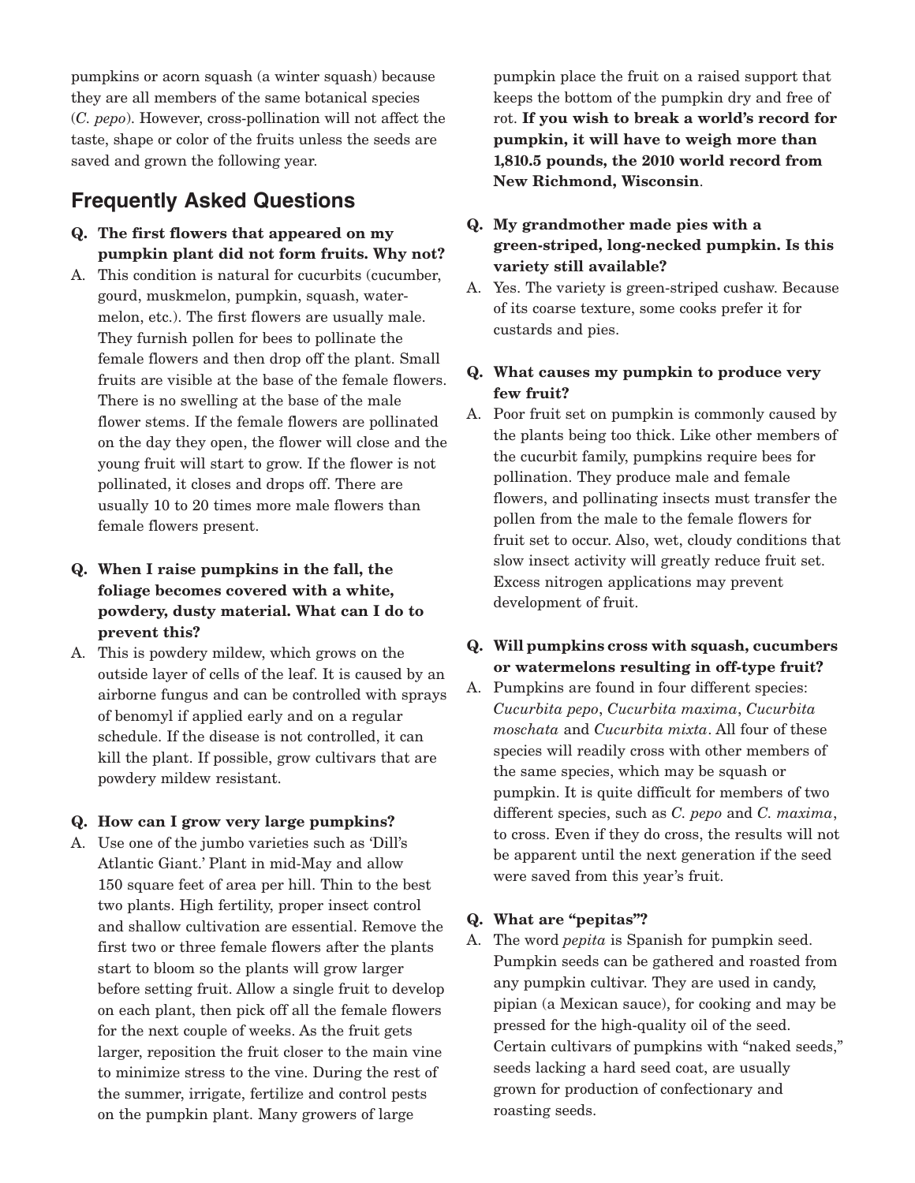pumpkins or acorn squash (a winter squash) because they are all members of the same botanical species (*C. pepo*). However, cross-pollination will not affect the taste, shape or color of the fruits unless the seeds are saved and grown the following year.

## Frequently Asked Questions

**Q. The first flowers that appeared on my pumpkin plant did not form fruits. Why not?**

A. This condition is natural for cucurbits (cucumber, gourd, muskmelon, pumpkin, squash, watermelon, etc.). The first flowers are usually male. They furnish pollen for bees to pollinate the female flowers and then drop off the plant. Small fruits are visible at the base of the female flowers. There is no swelling at the base of the male flower stems. If the female flowers are pollinated on the day they open, the flower will close and the young fruit will start to grow. If the flower is not pollinated, it closes and drops off. There are usually 10 to 20 times more male flowers than female flowers present.

**Q. When I raise pumpkins in the fall, the foliage becomes covered with a white, powdery, dusty material. What can I do to prevent this?**

A. This is powdery mildew, which grows on the outside layer of cells of the leaf. It is caused by an airborne fungus and can be controlled with sprays of benomyl if applied early and on a regular schedule. If the disease is not controlled, it can kill the plant. If possible, grow cultivars that are powdery mildew resistant.

**Q. How can I grow very large pumpkins?**

A. Use one of the jumbo varieties such as 'Dill's Atlantic Giant.' Plant in mid-May and allow 150 square feet of area per hill. Thin to the best two plants. High fertility, proper insect control and shallow cultivation are essential. Remove the first two or three female flowers after the plants start to bloom so the plants will grow larger before setting fruit. Allow a single fruit to develop on each plant, then pick off all the female flowers for the next couple of weeks. As the fruit gets larger, reposition the fruit closer to the main vine to minimize stress to the vine. During the rest of the summer, irrigate, fertilize and control pests on the pumpkin plant. Many growers of large pumpkin place the fruit on a raised support that keeps the bottom of the pumpkin dry and free of rot. **If you wish to break a world's record for pumpkin, it will have to weigh more than 1,810.5 pounds, the 2010 world record from New Richmond, Wisconsin**.

**Q. My grandmother made pies with a green-striped, long-necked pumpkin. Is this variety still available?**

A. Yes. The variety is green-striped cushaw. Because of its coarse texture, some cooks prefer it for custards and pies.

**Q. What causes my pumpkin to produce very few fruit?**

A. Poor fruit set on pumpkin is commonly caused by the plants being too thick. Like other members of the cucurbit family, pumpkins require bees for pollination. They produce male and female flowers, and pollinating insects must transfer the pollen from the male to the female flowers for fruit set to occur. Also, wet, cloudy conditions that slow insect activity will greatly reduce fruit set. Excess nitrogen applications may prevent development of fruit.

**Q. Will pumpkins cross with squash, cucumbers or watermelons resulting in off-type fruit?**

A. Pumpkins are found in four different species: *Cucurbita pepo*, *Cucurbita maxima*, *Cucurbita moschata* and *Cucurbita mixta*. All four of these species will readily cross with other members of the same species, which may be squash or pumpkin. It is quite difficult for members of two different species, such as *C. pepo* and *C. maxima*, to cross. Even if they do cross, the results will not be apparent until the next generation if the seed were saved from this year's fruit.

**Q. What are "pepitas"?**

A. The word *pepita* is Spanish for pumpkin seed. Pumpkin seeds can be gathered and roasted from any pumpkin cultivar. They are used in candy, pipian (a Mexican sauce), for cooking and may be pressed for the high-quality oil of the seed. Certain cultivars of pumpkins with "naked seeds," seeds lacking a hard seed coat, are usually grown for production of confectionary and roasting seeds.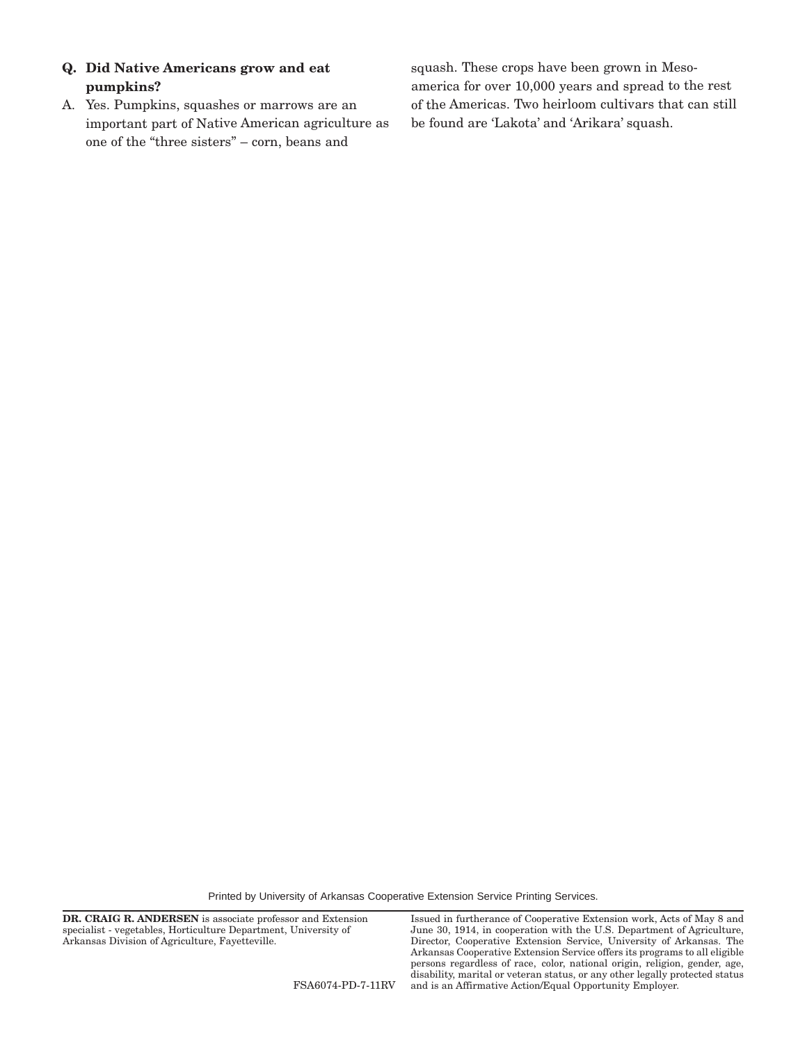**Q. Did Native Americans grow and eat pumpkins?**

A. Yes. Pumpkins, squashes or marrows are an important part of Native American agriculture as one of the "three sisters" – corn, beans and squash. These crops have been grown in Mesoamerica for over 10,000 years and spread to the rest of the Americas. Two heirloom cultivars that can still be found are 'Lakota' and 'Arikara' squash.

Printed by University of Arkansas Cooperative Extension Service Printing Services.

**DR. CRAIG R. ANDERSEN** is associate professor and Extension specialist - vegetables, Horticulture Department, University of Arkansas Division of Agriculture, Fayetteville.

FSA6074-PD-7-11RV

Issued in furtherance of Cooperative Extension work, Acts of May 8 and June 30, 1914, in cooperation with the U.S. Department of Agriculture, Director, Cooperative Extension Service, University of Arkansas. The Arkansas Cooperative Extension Service offers its programs to all eligible persons regardless of race, color, national origin, religion, gender, age, disability, marital or veteran status, or any other legally protected status and is an Affirmative Action/Equal Opportunity Employer.